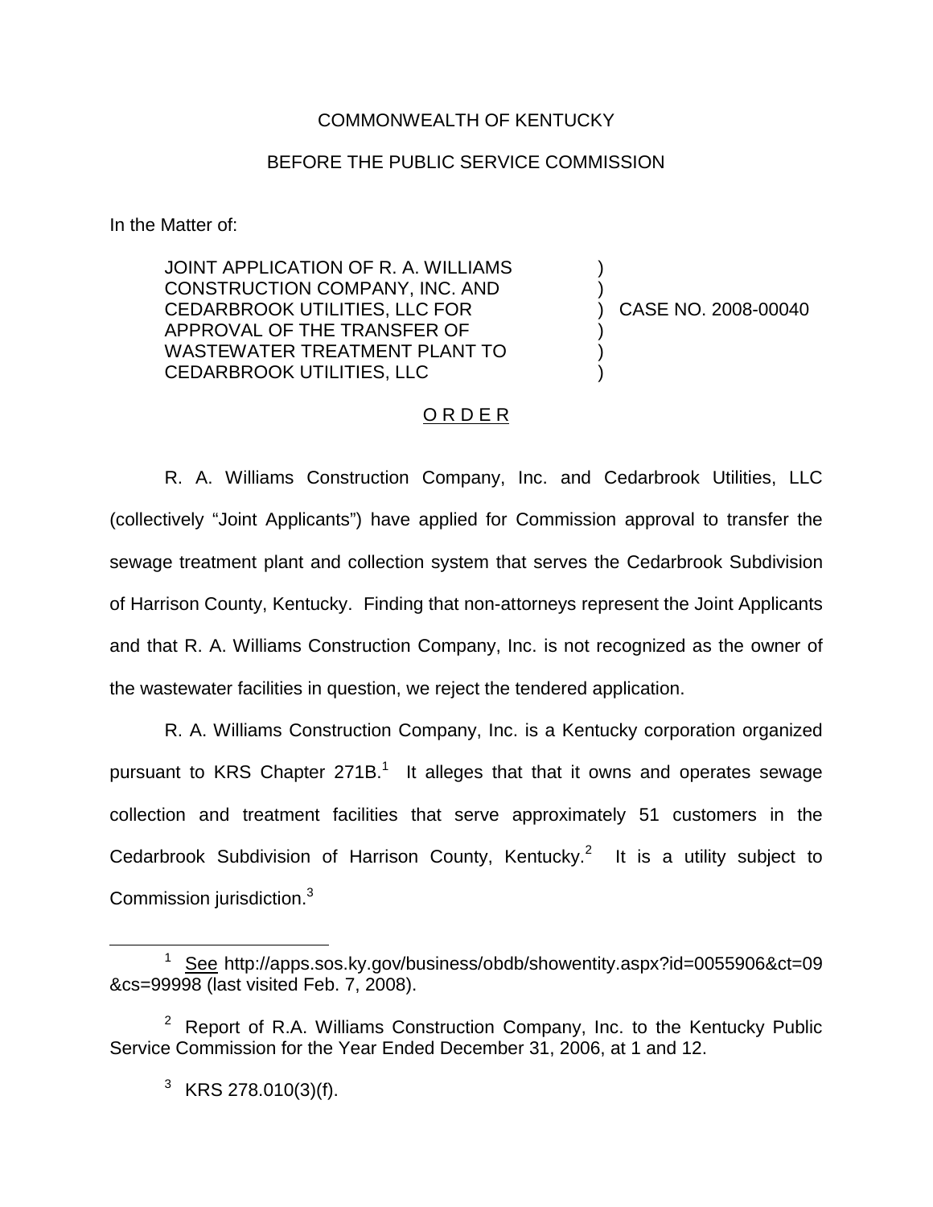COMMONWEALTH OF KENTUCKY

BEFORE THE PUBLIC SERVICE COMMISSION

In the Matter of:

| | | |
|---|---|---|
| JOINT APPLICATION OF R. A. WILLIAMS CONSTRUCTION COMPANY, INC. AND CEDARBROOK UTILITIES, LLC FOR APPROVAL OF THE TRANSFER OF WASTEWATER TREATMENT PLANT TO CEDARBROOK UTILITIES, LLC | ) | CASE NO. 2008-00040 |

O R D E R

R. A. Williams Construction Company, Inc. and Cedarbrook Utilities, LLC (collectively "Joint Applicants") have applied for Commission approval to transfer the sewage treatment plant and collection system that serves the Cedarbrook Subdivision of Harrison County, Kentucky. Finding that non-attorneys represent the Joint Applicants and that R. A. Williams Construction Company, Inc. is not recognized as the owner of the wastewater facilities in question, we reject the tendered application.

R. A. Williams Construction Company, Inc. is a Kentucky corporation organized pursuant to KRS Chapter 271B.[1] It alleges that that it owns and operates sewage collection and treatment facilities that serve approximately 51 customers in the Cedarbrook Subdivision of Harrison County, Kentucky.[2] It is a utility subject to Commission jurisdiction.[3]

---

[1] See http://apps.sos.ky.gov/business/obdb/showentity.aspx?id=0055906&ct=09&cs=99998 (last visited Feb. 7, 2008).

[2] Report of R.A. Williams Construction Company, Inc. to the Kentucky Public Service Commission for the Year Ended December 31, 2006, at 1 and 12.

[3] KRS 278.010(3)(f).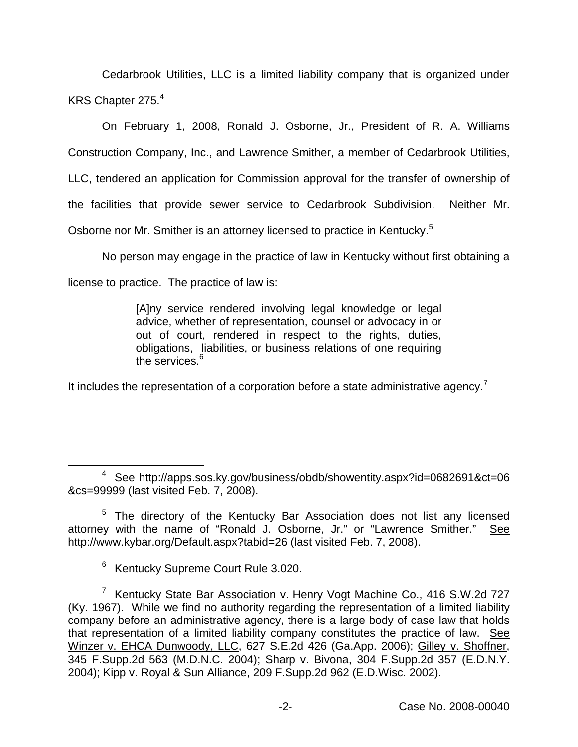Cedarbrook Utilities, LLC is a limited liability company that is organized under KRS Chapter 275.[4]

On February 1, 2008, Ronald J. Osborne, Jr., President of R. A. Williams Construction Company, Inc., and Lawrence Smither, a member of Cedarbrook Utilities, LLC, tendered an application for Commission approval for the transfer of ownership of the facilities that provide sewer service to Cedarbrook Subdivision. Neither Mr. Osborne nor Mr. Smither is an attorney licensed to practice in Kentucky.[5]

No person may engage in the practice of law in Kentucky without first obtaining a license to practice. The practice of law is:

> [A]ny service rendered involving legal knowledge or legal advice, whether of representation, counsel or advocacy in or out of court, rendered in respect to the rights, duties, obligations, liabilities, or business relations of one requiring the services.[6]

It includes the representation of a corporation before a state administrative agency.[7]

---

[4] See http://apps.sos.ky.gov/business/obdb/showentity.aspx?id=0682691&ct=06&cs=99999 (last visited Feb. 7, 2008).

[5] The directory of the Kentucky Bar Association does not list any licensed attorney with the name of "Ronald J. Osborne, Jr." or "Lawrence Smither." See http://www.kybar.org/Default.aspx?tabid=26 (last visited Feb. 7, 2008).

[6] Kentucky Supreme Court Rule 3.020.

[7] Kentucky State Bar Association v. Henry Vogt Machine Co., 416 S.W.2d 727 (Ky. 1967). While we find no authority regarding the representation of a limited liability company before an administrative agency, there is a large body of case law that holds that representation of a limited liability company constitutes the practice of law. See Winzer v. EHCA Dunwoody, LLC, 627 S.E.2d 426 (Ga.App. 2006); Gilley v. Shoffner, 345 F.Supp.2d 563 (M.D.N.C. 2004); Sharp v. Bivona, 304 F.Supp.2d 357 (E.D.N.Y. 2004); Kipp v. Royal & Sun Alliance, 209 F.Supp.2d 962 (E.D.Wisc. 2002).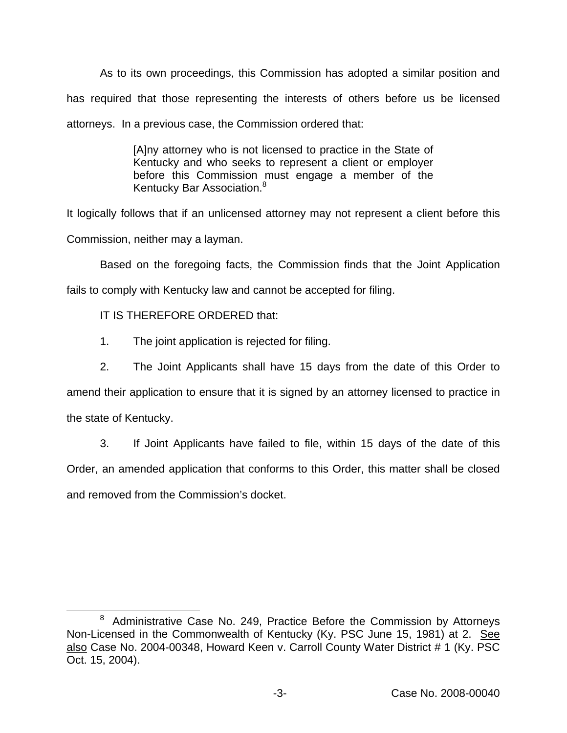As to its own proceedings, this Commission has adopted a similar position and has required that those representing the interests of others before us be licensed attorneys. In a previous case, the Commission ordered that:

> [A]ny attorney who is not licensed to practice in the State of Kentucky and who seeks to represent a client or employer before this Commission must engage a member of the Kentucky Bar Association.[8]

It logically follows that if an unlicensed attorney may not represent a client before this Commission, neither may a layman.

Based on the foregoing facts, the Commission finds that the Joint Application fails to comply with Kentucky law and cannot be accepted for filing.

IT IS THEREFORE ORDERED that:

1. The joint application is rejected for filing.

2. The Joint Applicants shall have 15 days from the date of this Order to amend their application to ensure that it is signed by an attorney licensed to practice in the state of Kentucky.

3. If Joint Applicants have failed to file, within 15 days of the date of this Order, an amended application that conforms to this Order, this matter shall be closed and removed from the Commission's docket.

---

[8] Administrative Case No. 249, Practice Before the Commission by Attorneys Non-Licensed in the Commonwealth of Kentucky (Ky. PSC June 15, 1981) at 2. See also Case No. 2004-00348, Howard Keen v. Carroll County Water District # 1 (Ky. PSC Oct. 15, 2004).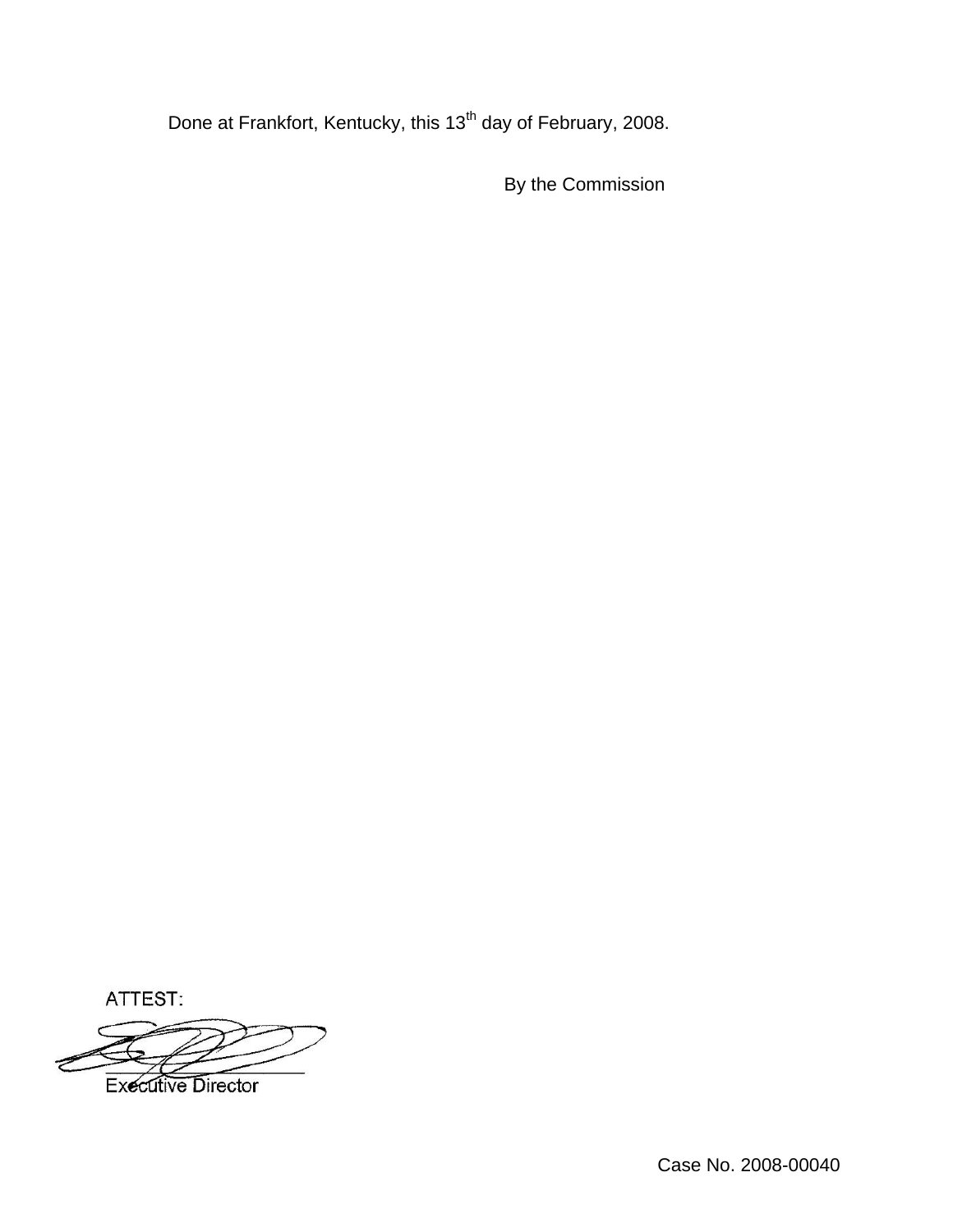Done at Frankfort, Kentucky, this 13th day of February, 2008.

By the Commission

ATTEST:

Executive Director

Case No. 2008-00040